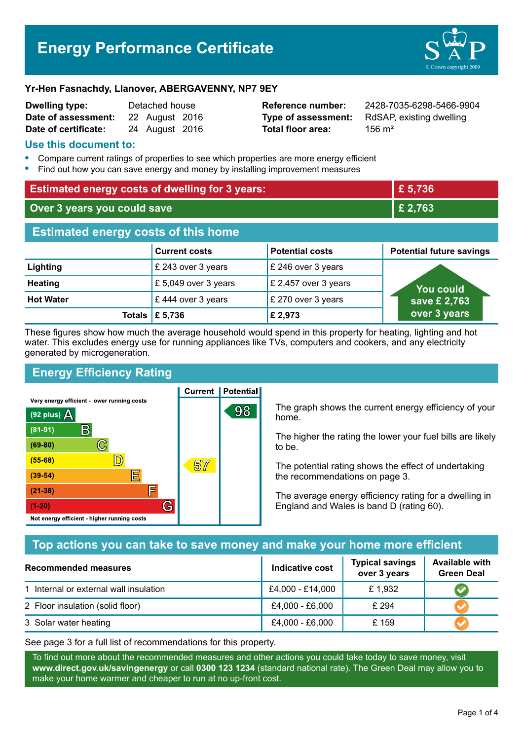# Energy Performance Certificate

**Yr-Hen Fasnachdy, Llanover, ABERGAVENNY, NP7 9EY**

| | | | |
|---|---|---|---|
| **Dwelling type:** | Detached house | **Reference number:** | 2428-7035-6298-5466-9904 |
| **Date of assessment:** | 22 August 2016 | **Type of assessment:** | RdSAP, existing dwelling |
| **Date of certificate:** | 24 August 2016 | **Total floor area:** | 156 m² |

## Use this document to:

- Compare current ratings of properties to see which properties are more energy efficient
- Find out how you can save energy and money by installing improvement measures

| | |
|---|---|
| **Estimated energy costs of dwelling for 3 years:** | **£ 5,736** |
| **Over 3 years you could save** | **£ 2,763** |

## Estimated energy costs of this home

| | Current costs | Potential costs | Potential future savings |
|---|---|---|---|
| **Lighting** | £ 243 over 3 years | £ 246 over 3 years | You could save £ 2,763 over 3 years |
| **Heating** | £ 5,049 over 3 years | £ 2,457 over 3 years | |
| **Hot Water** | £ 444 over 3 years | £ 270 over 3 years | |
| **Totals** | **£ 5,736** | **£ 2,973** | |

These figures show how much the average household would spend in this property for heating, lighting and hot water. This excludes energy use for running appliances like TVs, computers and cookers, and any electricity generated by microgeneration.

## Energy Efficiency Rating

Current | Potential

Very energy efficient - lower running costs

(92 plus) A

(81-91) B

(69-80) C

(55-68) D

(39-54) E

(21-38) F

(1-20) G

Not energy efficient - higher running costs

57

98

The graph shows the current energy efficiency of your home.

The higher the rating the lower your fuel bills are likely to be.

The potential rating shows the effect of undertaking the recommendations on page 3.

The average energy efficiency rating for a dwelling in England and Wales is band D (rating 60).

## Top actions you can take to save money and make your home more efficient

| Recommended measures | Indicative cost | Typical savings over 3 years | Available with Green Deal |
|---|---|---|---|
| 1 Internal or external wall insulation | £4,000 - £14,000 | £ 1,932 | ✔ |
| 2 Floor insulation (solid floor) | £4,000 - £6,000 | £ 294 | ✔ |
| 3 Solar water heating | £4,000 - £6,000 | £ 159 | ✔ |

See page 3 for a full list of recommendations for this property.

To find out more about the recommended measures and other actions you could take today to save money, visit **www.direct.gov.uk/savingenergy** or call **0300 123 1234** (standard national rate). The Green Deal may allow you to make your home warmer and cheaper to run at no up-front cost.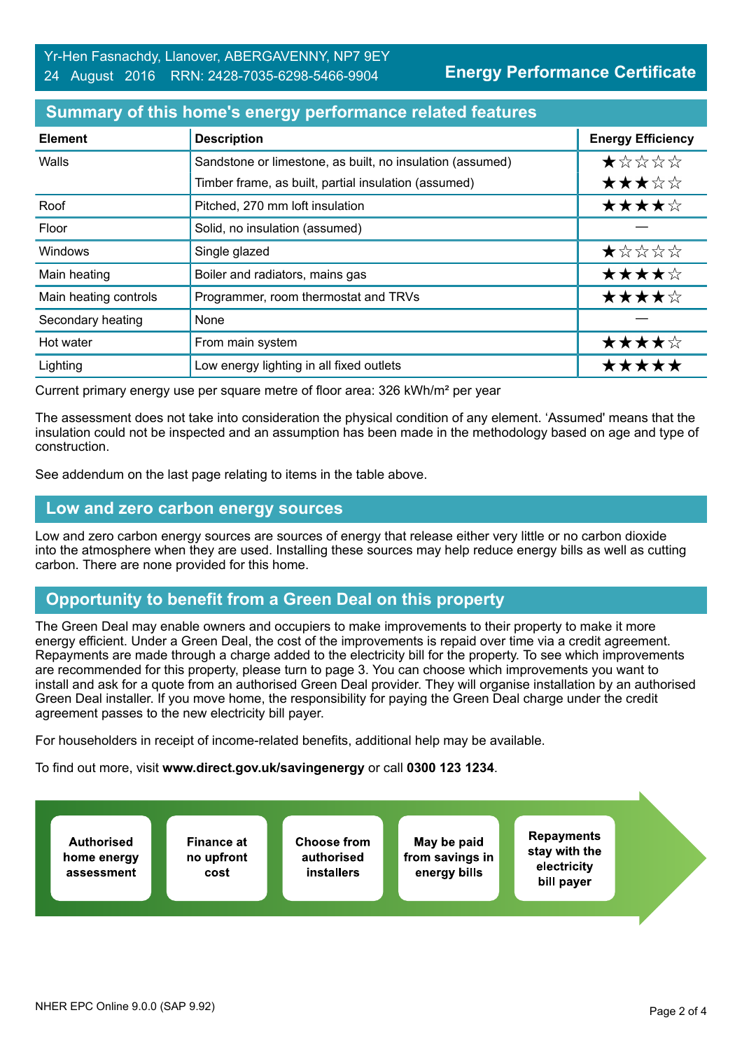Yr-Hen Fasnachdy, Llanover, ABERGAVENNY, NP7 9EY
24 August 2016 RRN: 2428-7035-6298-5466-9904

**Energy Performance Certificate**

## Summary of this home's energy performance related features

| Element | Description | Energy Efficiency |
|---|---|---|
| Walls | Sandstone or limestone, as built, no insulation (assumed) | ★☆☆☆☆ |
| | Timber frame, as built, partial insulation (assumed) | ★★★☆☆ |
| Roof | Pitched, 270 mm loft insulation | ★★★★☆ |
| Floor | Solid, no insulation (assumed) | — |
| Windows | Single glazed | ★☆☆☆☆ |
| Main heating | Boiler and radiators, mains gas | ★★★★☆ |
| Main heating controls | Programmer, room thermostat and TRVs | ★★★★☆ |
| Secondary heating | None | — |
| Hot water | From main system | ★★★★☆ |
| Lighting | Low energy lighting in all fixed outlets | ★★★★★ |

Current primary energy use per square metre of floor area: 326 kWh/m² per year

The assessment does not take into consideration the physical condition of any element. 'Assumed' means that the insulation could not be inspected and an assumption has been made in the methodology based on age and type of construction.

See addendum on the last page relating to items in the table above.

## Low and zero carbon energy sources

Low and zero carbon energy sources are sources of energy that release either very little or no carbon dioxide into the atmosphere when they are used. Installing these sources may help reduce energy bills as well as cutting carbon. There are none provided for this home.

## Opportunity to benefit from a Green Deal on this property

The Green Deal may enable owners and occupiers to make improvements to their property to make it more energy efficient. Under a Green Deal, the cost of the improvements is repaid over time via a credit agreement. Repayments are made through a charge added to the electricity bill for the property. To see which improvements are recommended for this property, please turn to page 3. You can choose which improvements you want to install and ask for a quote from an authorised Green Deal provider. They will organise installation by an authorised Green Deal installer. If you move home, the responsibility for paying the Green Deal charge under the credit agreement passes to the new electricity bill payer.

For householders in receipt of income-related benefits, additional help may be available.

To find out more, visit **www.direct.gov.uk/savingenergy** or call **0300 123 1234**.

**Authorised home energy assessment** → **Finance at no upfront cost** → **Choose from authorised installers** → **May be paid from savings in energy bills** → **Repayments stay with the electricity bill payer**

NHER EPC Online 9.0.0 (SAP 9.92)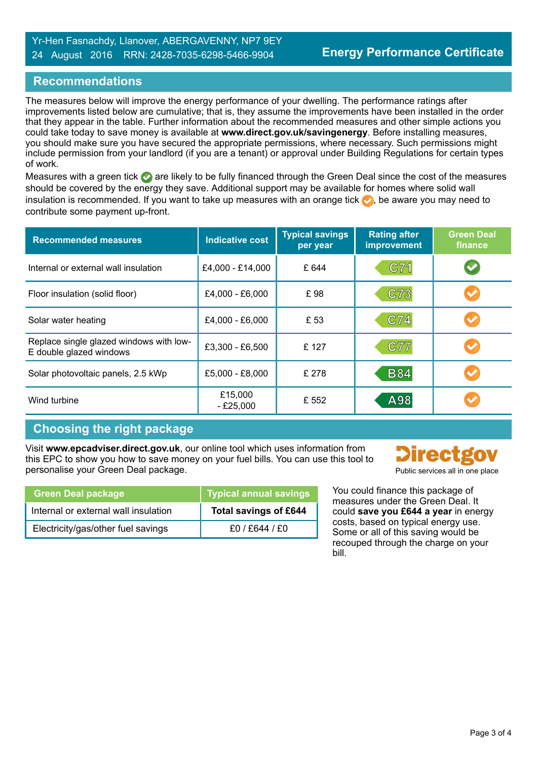Yr-Hen Fasnachdy, Llanover, ABERGAVENNY, NP7 9EY
24 August 2016 RRN: 2428-7035-6298-5466-9904

**Energy Performance Certificate**

## Recommendations

The measures below will improve the energy performance of your dwelling. The performance ratings after improvements listed below are cumulative; that is, they assume the improvements have been installed in the order that they appear in the table. Further information about the recommended measures and other simple actions you could take today to save money is available at **www.direct.gov.uk/savingenergy**. Before installing measures, you should make sure you have secured the appropriate permissions, where necessary. Such permissions might include permission from your landlord (if you are a tenant) or approval under Building Regulations for certain types of work.

Measures with a green tick ✅ are likely to be fully financed through the Green Deal since the cost of the measures should be covered by the energy they save. Additional support may be available for homes where solid wall insulation is recommended. If you want to take up measures with an orange tick ✅, be aware you may need to contribute some payment up-front.

| Recommended measures | Indicative cost | Typical savings per year | Rating after improvement | Green Deal finance |
| --- | --- | --- | --- | --- |
| Internal or external wall insulation | £4,000 - £14,000 | £ 644 | C71 | ✅ (green) |
| Floor insulation (solid floor) | £4,000 - £6,000 | £ 98 | C73 | ✅ (orange) |
| Solar water heating | £4,000 - £6,000 | £ 53 | C74 | ✅ (orange) |
| Replace single glazed windows with low-E double glazed windows | £3,300 - £6,500 | £ 127 | C77 | ✅ (orange) |
| Solar photovoltaic panels, 2.5 kWp | £5,000 - £8,000 | £ 278 | B84 | ✅ (orange) |
| Wind turbine | £15,000 - £25,000 | £ 552 | A98 | ✅ (orange) |

## Choosing the right package

Visit **www.epcadviser.direct.gov.uk**, our online tool which uses information from this EPC to show you how to save money on your fuel bills. You can use this tool to personalise your Green Deal package.

Directgov
Public services all in one place

| Green Deal package | Typical annual savings |
| --- | --- |
| Internal or external wall insulation | **Total savings of £644** |
| Electricity/gas/other fuel savings | £0 / £644 / £0 |

You could finance this package of measures under the Green Deal. It could **save you £644 a year** in energy costs, based on typical energy use. Some or all of this saving would be recouped through the charge on your bill.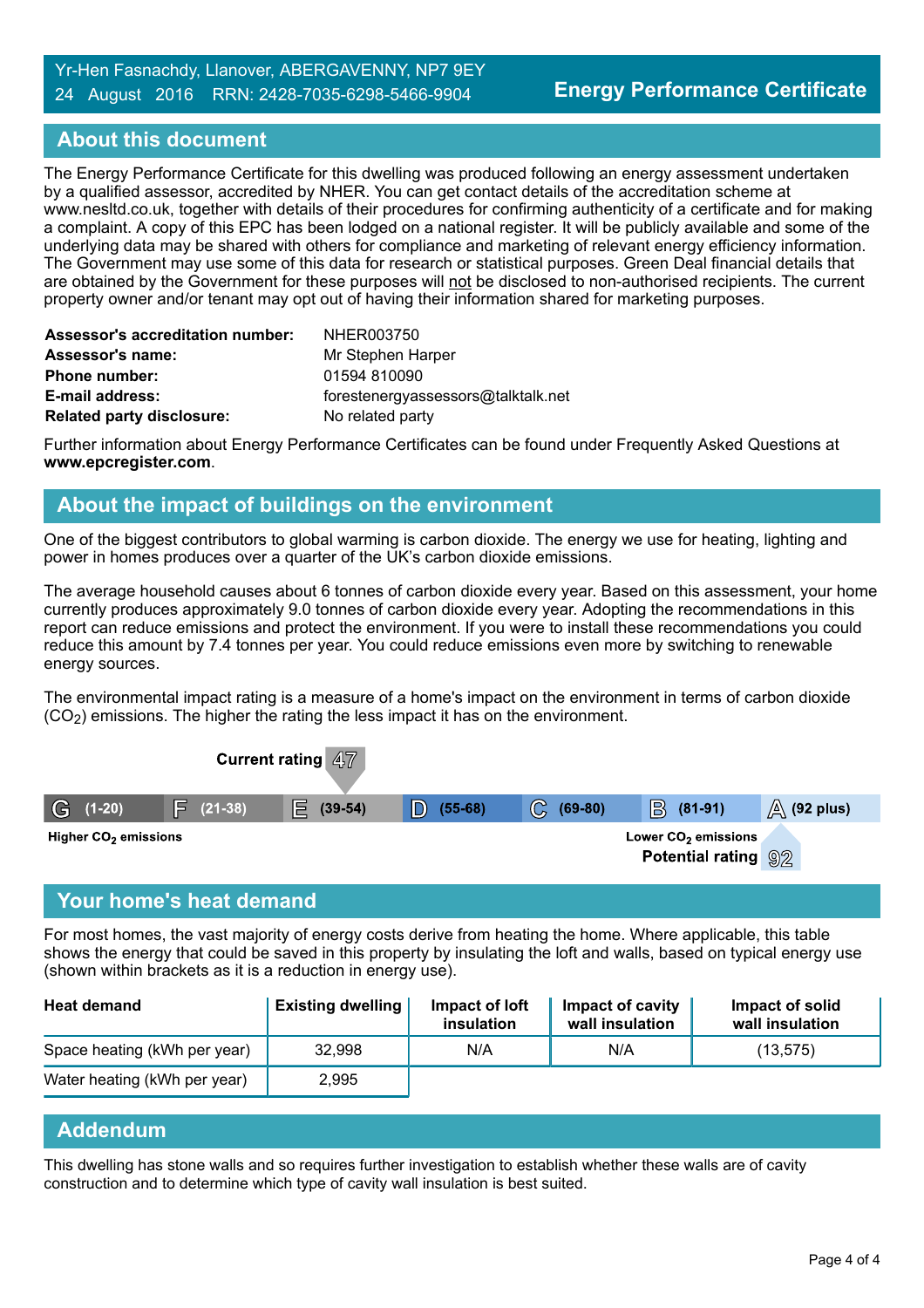Yr-Hen Fasnachdy, Llanover, ABERGAVENNY, NP7 9EY
24 August 2016 RRN: 2428-7035-6298-5466-9904

**Energy Performance Certificate**

## About this document

The Energy Performance Certificate for this dwelling was produced following an energy assessment undertaken by a qualified assessor, accredited by NHER. You can get contact details of the accreditation scheme at www.nesltd.co.uk, together with details of their procedures for confirming authenticity of a certificate and for making a complaint. A copy of this EPC has been lodged on a national register. It will be publicly available and some of the underlying data may be shared with others for compliance and marketing of relevant energy efficiency information. The Government may use some of this data for research or statistical purposes. Green Deal financial details that are obtained by the Government for these purposes will not be disclosed to non-authorised recipients. The current property owner and/or tenant may opt out of having their information shared for marketing purposes.

| | |
|---|---|
| **Assessor's accreditation number:** | NHER003750 |
| **Assessor's name:** | Mr Stephen Harper |
| **Phone number:** | 01594 810090 |
| **E-mail address:** | forestenergyassessors@talktalk.net |
| **Related party disclosure:** | No related party |

Further information about Energy Performance Certificates can be found under Frequently Asked Questions at **www.epcregister.com**.

## About the impact of buildings on the environment

One of the biggest contributors to global warming is carbon dioxide. The energy we use for heating, lighting and power in homes produces over a quarter of the UK's carbon dioxide emissions.

The average household causes about 6 tonnes of carbon dioxide every year. Based on this assessment, your home currently produces approximately 9.0 tonnes of carbon dioxide every year. Adopting the recommendations in this report can reduce emissions and protect the environment. If you were to install these recommendations you could reduce this amount by 7.4 tonnes per year. You could reduce emissions even more by switching to renewable energy sources.

The environmental impact rating is a measure of a home's impact on the environment in terms of carbon dioxide ($CO_2$) emissions. The higher the rating the less impact it has on the environment.

Current rating 47

G (1-20) F (21-38) E (39-54) D (55-68) C (69-80) B (81-91) A (92 plus)

Higher $CO_2$ emissions

Lower $CO_2$ emissions

Potential rating 92

## Your home's heat demand

For most homes, the vast majority of energy costs derive from heating the home. Where applicable, this table shows the energy that could be saved in this property by insulating the loft and walls, based on typical energy use (shown within brackets as it is a reduction in energy use).

| Heat demand | Existing dwelling | Impact of loft insulation | Impact of cavity wall insulation | Impact of solid wall insulation |
|---|---|---|---|---|
| Space heating (kWh per year) | 32,998 | N/A | N/A | (13,575) |
| Water heating (kWh per year) | 2,995 | | | |

## Addendum

This dwelling has stone walls and so requires further investigation to establish whether these walls are of cavity construction and to determine which type of cavity wall insulation is best suited.